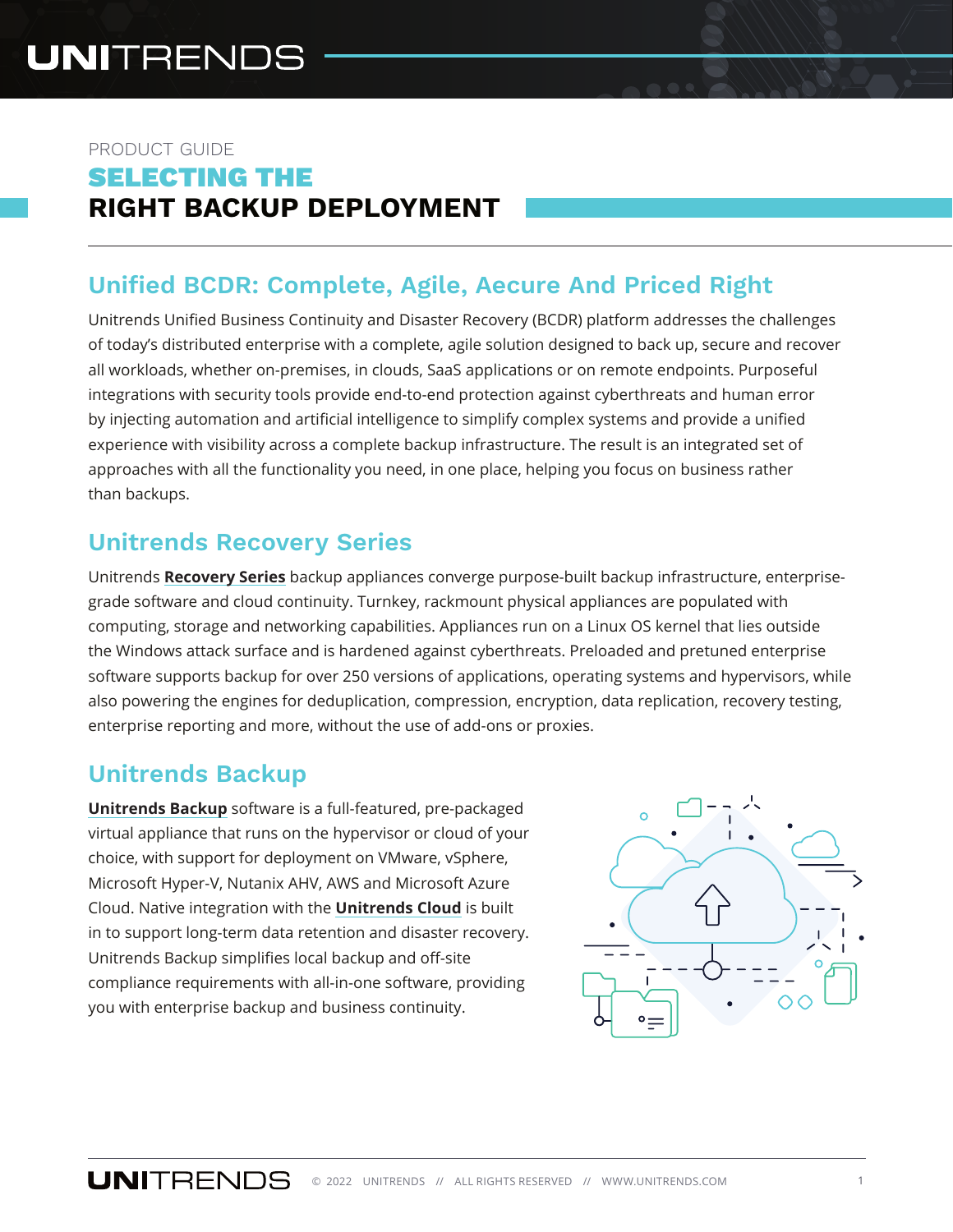PRODUCT GUIDE

# SELECTING THE RIGHT BACKUP DEPLOYMENT

## Unified BCDR: Complete, Agile, Aecure And Priced Right

Unitrends Unified Business Continuity and Disaster Recovery (BCDR) platform addresses the challenges of today's distributed enterprise with a complete, agile solution designed to back up, secure and recover all workloads, whether on-premises, in clouds, SaaS applications or on remote endpoints. Purposeful integrations with security tools provide end-to-end protection against cyberthreats and human error by injecting automation and artificial intelligence to simplify complex systems and provide a unified experience with visibility across a complete backup infrastructure. The result is an integrated set of approaches with all the functionality you need, in one place, helping you focus on business rather than backups.

## Unitrends Recovery Series

Unitrends **Recovery Series** backup appliances converge purpose-built backup infrastructure, enterprise-grade software and cloud continuity. Turnkey, rackmount physical appliances are populated with computing, storage and networking capabilities. Appliances run on a Linux OS kernel that lies outside the Windows attack surface and is hardened against cyberthreats. Preloaded and pretuned enterprise software supports backup for over 250 versions of applications, operating systems and hypervisors, while also powering the engines for deduplication, compression, encryption, data replication, recovery testing, enterprise reporting and more, without the use of add-ons or proxies.

## Unitrends Backup

**Unitrends Backup** software is a full-featured, pre-packaged virtual appliance that runs on the hypervisor or cloud of your choice, with support for deployment on VMware, vSphere, Microsoft Hyper-V, Nutanix AHV, AWS and Microsoft Azure Cloud. Native integration with the **Unitrends Cloud** is built in to support long-term data retention and disaster recovery. Unitrends Backup simplifies local backup and off-site compliance requirements with all-in-one software, providing you with enterprise backup and business continuity.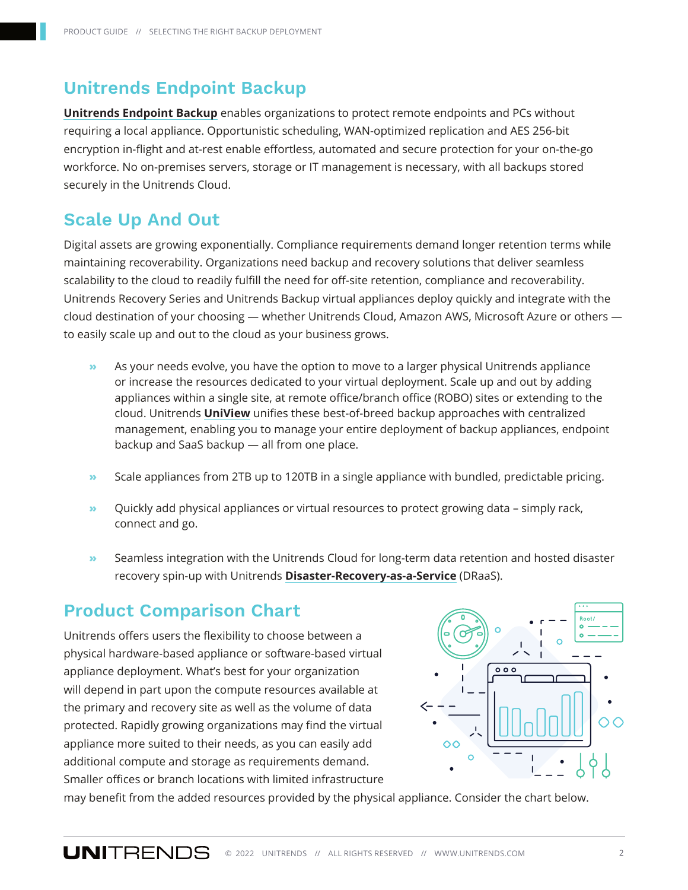## Unitrends Endpoint Backup

**Unitrends Endpoint Backup** enables organizations to protect remote endpoints and PCs without requiring a local appliance. Opportunistic scheduling, WAN-optimized replication and AES 256-bit encryption in-flight and at-rest enable effortless, automated and secure protection for your on-the-go workforce. No on-premises servers, storage or IT management is necessary, with all backups stored securely in the Unitrends Cloud.

## Scale Up And Out

Digital assets are growing exponentially. Compliance requirements demand longer retention terms while maintaining recoverability. Organizations need backup and recovery solutions that deliver seamless scalability to the cloud to readily fulfill the need for off-site retention, compliance and recoverability. Unitrends Recovery Series and Unitrends Backup virtual appliances deploy quickly and integrate with the cloud destination of your choosing — whether Unitrends Cloud, Amazon AWS, Microsoft Azure or others — to easily scale up and out to the cloud as your business grows.

- As your needs evolve, you have the option to move to a larger physical Unitrends appliance or increase the resources dedicated to your virtual deployment. Scale up and out by adding appliances within a single site, at remote office/branch office (ROBO) sites or extending to the cloud. Unitrends **UniView** unifies these best-of-breed backup approaches with centralized management, enabling you to manage your entire deployment of backup appliances, endpoint backup and SaaS backup — all from one place.
- Scale appliances from 2TB up to 120TB in a single appliance with bundled, predictable pricing.
- Quickly add physical appliances or virtual resources to protect growing data – simply rack, connect and go.
- Seamless integration with the Unitrends Cloud for long-term data retention and hosted disaster recovery spin-up with Unitrends **Disaster-Recovery-as-a-Service** (DRaaS).

## Product Comparison Chart

Unitrends offers users the flexibility to choose between a physical hardware-based appliance or software-based virtual appliance deployment. What's best for your organization will depend in part upon the compute resources available at the primary and recovery site as well as the volume of data protected. Rapidly growing organizations may find the virtual appliance more suited to their needs, as you can easily add additional compute and storage as requirements demand. Smaller offices or branch locations with limited infrastructure may benefit from the added resources provided by the physical appliance. Consider the chart below.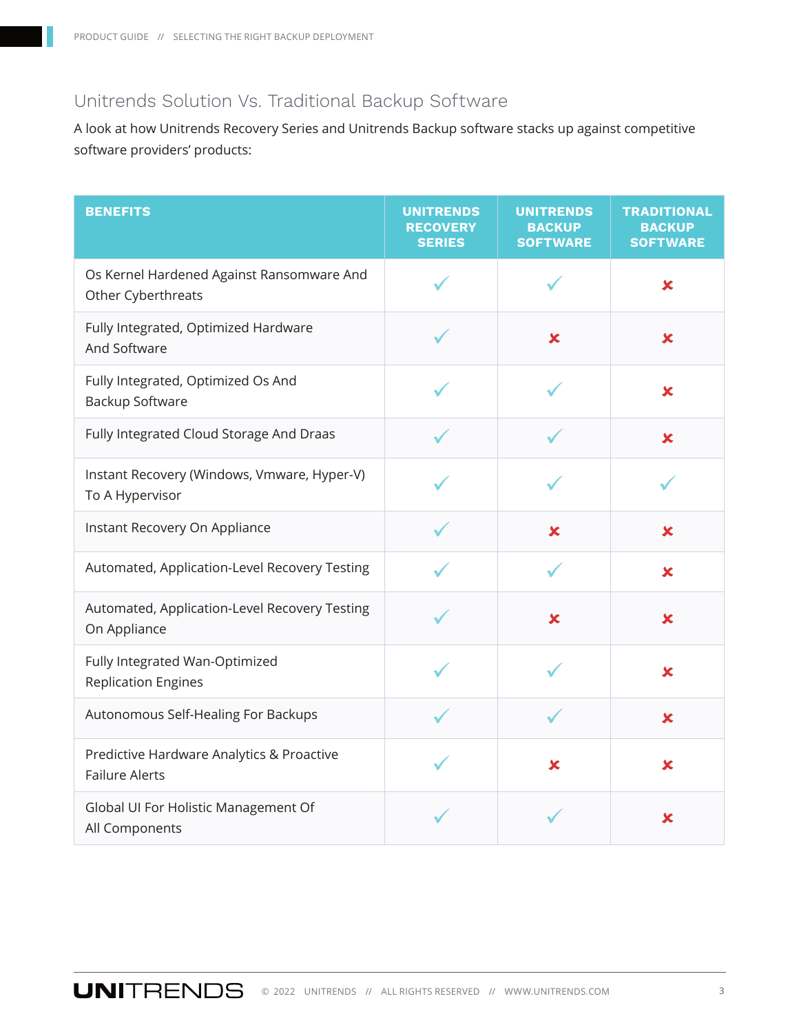## Unitrends Solution Vs. Traditional Backup Software

A look at how Unitrends Recovery Series and Unitrends Backup software stacks up against competitive software providers' products:

| BENEFITS | UNITRENDS RECOVERY SERIES | UNITRENDS BACKUP SOFTWARE | TRADITIONAL BACKUP SOFTWARE |
|---|---|---|---|
| Os Kernel Hardened Against Ransomware And Other Cyberthreats | ✓ | ✓ | ✗ |
| Fully Integrated, Optimized Hardware And Software | ✓ | ✗ | ✗ |
| Fully Integrated, Optimized Os And Backup Software | ✓ | ✓ | ✗ |
| Fully Integrated Cloud Storage And Draas | ✓ | ✓ | ✗ |
| Instant Recovery (Windows, Vmware, Hyper-V) To A Hypervisor | ✓ | ✓ | ✓ |
| Instant Recovery On Appliance | ✓ | ✗ | ✗ |
| Automated, Application-Level Recovery Testing | ✓ | ✓ | ✗ |
| Automated, Application-Level Recovery Testing On Appliance | ✓ | ✗ | ✗ |
| Fully Integrated Wan-Optimized Replication Engines | ✓ | ✓ | ✗ |
| Autonomous Self-Healing For Backups | ✓ | ✓ | ✗ |
| Predictive Hardware Analytics & Proactive Failure Alerts | ✓ | ✗ | ✗ |
| Global UI For Holistic Management Of All Components | ✓ | ✓ | ✗ |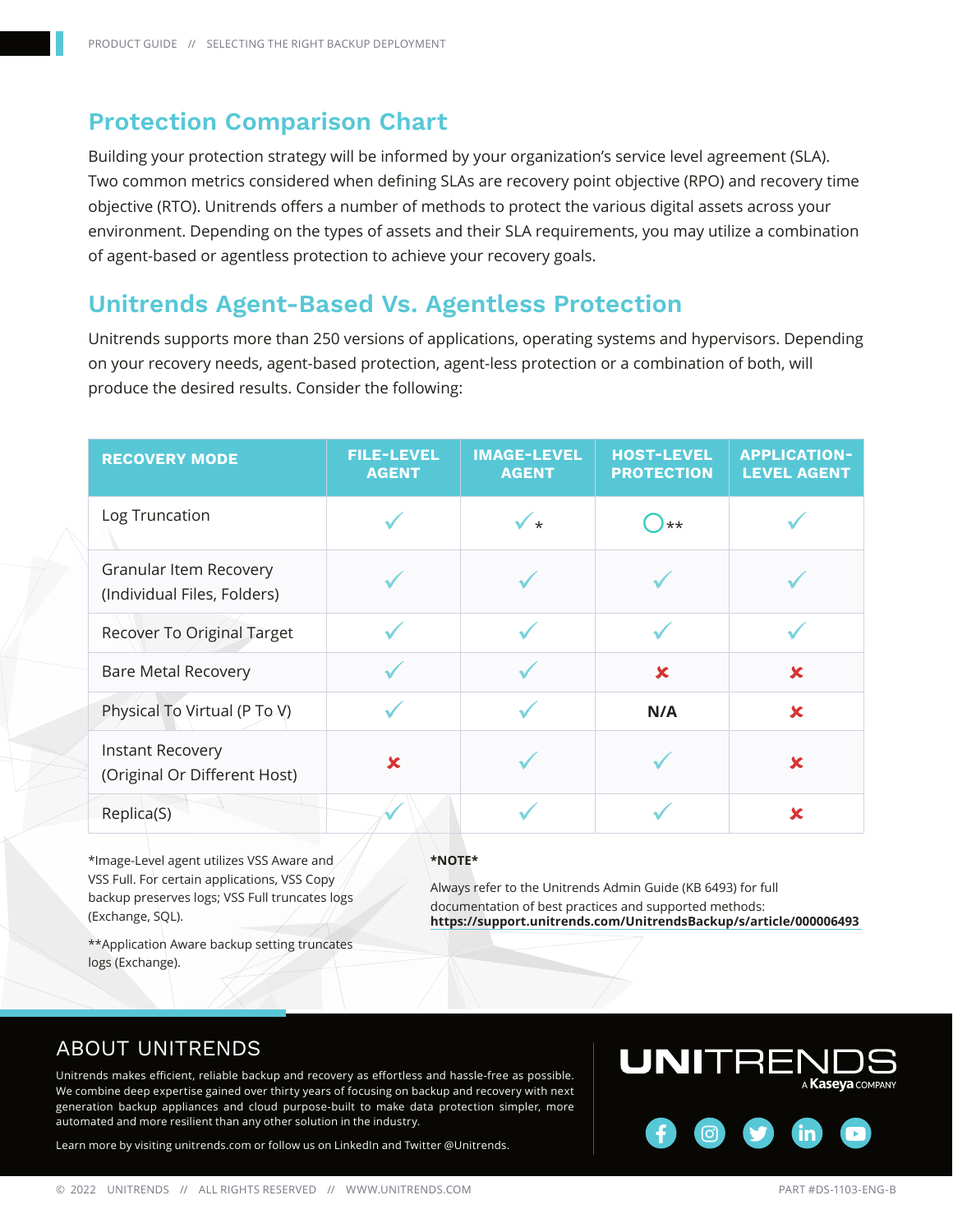## Protection Comparison Chart

Building your protection strategy will be informed by your organization's service level agreement (SLA). Two common metrics considered when defining SLAs are recovery point objective (RPO) and recovery time objective (RTO). Unitrends offers a number of methods to protect the various digital assets across your environment. Depending on the types of assets and their SLA requirements, you may utilize a combination of agent-based or agentless protection to achieve your recovery goals.

## Unitrends Agent-Based Vs. Agentless Protection

Unitrends supports more than 250 versions of applications, operating systems and hypervisors. Depending on your recovery needs, agent-based protection, agent-less protection or a combination of both, will produce the desired results. Consider the following:

| RECOVERY MODE | FILE-LEVEL AGENT | IMAGE-LEVEL AGENT | HOST-LEVEL PROTECTION | APPLICATION-LEVEL AGENT |
|---|---|---|---|---|
| Log Truncation | ✓ | ✓* | ○** | ✓ |
| Granular Item Recovery (Individual Files, Folders) | ✓ | ✓ | ✓ | ✓ |
| Recover To Original Target | ✓ | ✓ | ✓ | ✓ |
| Bare Metal Recovery | ✓ | ✓ | ✗ | ✗ |
| Physical To Virtual (P To V) | ✓ | ✓ | N/A | ✗ |
| Instant Recovery (Original Or Different Host) | ✗ | ✓ | ✓ | ✗ |
| Replica(S) | ✓ | ✓ | ✓ | ✗ |

*Image-Level agent utilizes VSS Aware and VSS Full. For certain applications, VSS Copy backup preserves logs; VSS Full truncates logs (Exchange, SQL).

**Application Aware backup setting truncates logs (Exchange).

**\*NOTE\***

Always refer to the Unitrends Admin Guide (KB 6493) for full documentation of best practices and supported methods: **https://support.unitrends.com/UnitrendsBackup/s/article/000006493**

## ABOUT UNITRENDS

Unitrends makes efficient, reliable backup and recovery as effortless and hassle-free as possible. We combine deep expertise gained over thirty years of focusing on backup and recovery with next generation backup appliances and cloud purpose-built to make data protection simpler, more automated and more resilient than any other solution in the industry.

Learn more by visiting unitrends.com or follow us on LinkedIn and Twitter @Unitrends.

UNITRENDS
A Kaseya COMPANY

© 2022 UNITRENDS // ALL RIGHTS RESERVED // WWW.UNITRENDS.COM PART #DS-1103-ENG-B